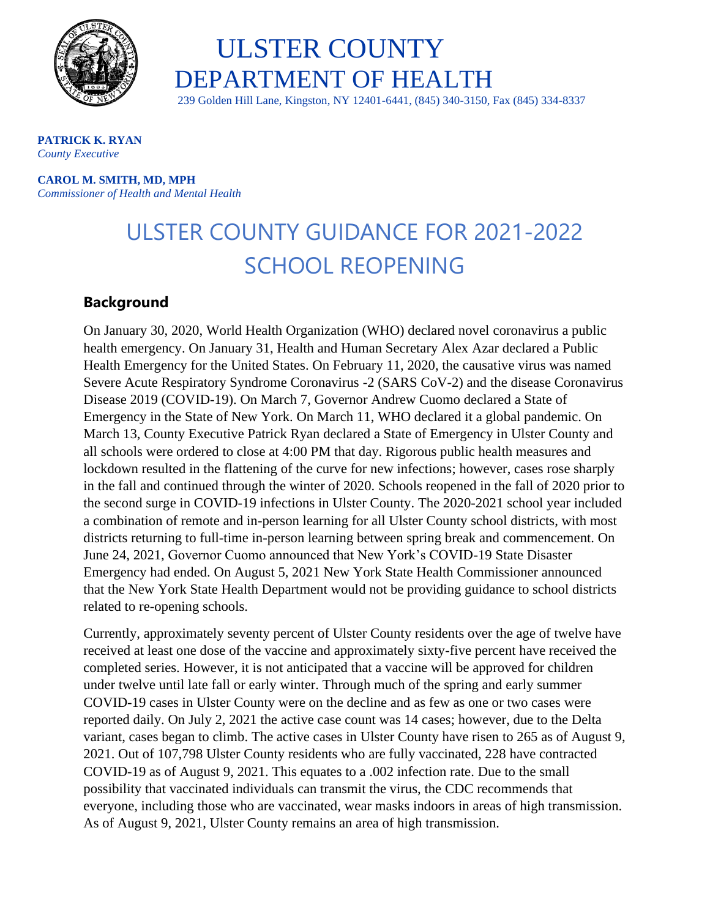# ULSTER COUNTY DEPARTMENT OF HEALTH

239 Golden Hill Lane, Kingston, NY 12401-6441, (845) 340-3150, Fax (845) 334-8337

**PATRICK K. RYAN**
*County Executive*

**CAROL M. SMITH, MD, MPH**
*Commissioner of Health and Mental Health*

# ULSTER COUNTY GUIDANCE FOR 2021-2022 SCHOOL REOPENING

## Background

On January 30, 2020, World Health Organization (WHO) declared novel coronavirus a public health emergency. On January 31, Health and Human Secretary Alex Azar declared a Public Health Emergency for the United States. On February 11, 2020, the causative virus was named Severe Acute Respiratory Syndrome Coronavirus -2 (SARS CoV-2) and the disease Coronavirus Disease 2019 (COVID-19). On March 7, Governor Andrew Cuomo declared a State of Emergency in the State of New York. On March 11, WHO declared it a global pandemic. On March 13, County Executive Patrick Ryan declared a State of Emergency in Ulster County and all schools were ordered to close at 4:00 PM that day. Rigorous public health measures and lockdown resulted in the flattening of the curve for new infections; however, cases rose sharply in the fall and continued through the winter of 2020. Schools reopened in the fall of 2020 prior to the second surge in COVID-19 infections in Ulster County. The 2020-2021 school year included a combination of remote and in-person learning for all Ulster County school districts, with most districts returning to full-time in-person learning between spring break and commencement. On June 24, 2021, Governor Cuomo announced that New York's COVID-19 State Disaster Emergency had ended. On August 5, 2021 New York State Health Commissioner announced that the New York State Health Department would not be providing guidance to school districts related to re-opening schools.

Currently, approximately seventy percent of Ulster County residents over the age of twelve have received at least one dose of the vaccine and approximately sixty-five percent have received the completed series. However, it is not anticipated that a vaccine will be approved for children under twelve until late fall or early winter. Through much of the spring and early summer COVID-19 cases in Ulster County were on the decline and as few as one or two cases were reported daily. On July 2, 2021 the active case count was 14 cases; however, due to the Delta variant, cases began to climb. The active cases in Ulster County have risen to 265 as of August 9, 2021. Out of 107,798 Ulster County residents who are fully vaccinated, 228 have contracted COVID-19 as of August 9, 2021. This equates to a .002 infection rate. Due to the small possibility that vaccinated individuals can transmit the virus, the CDC recommends that everyone, including those who are vaccinated, wear masks indoors in areas of high transmission. As of August 9, 2021, Ulster County remains an area of high transmission.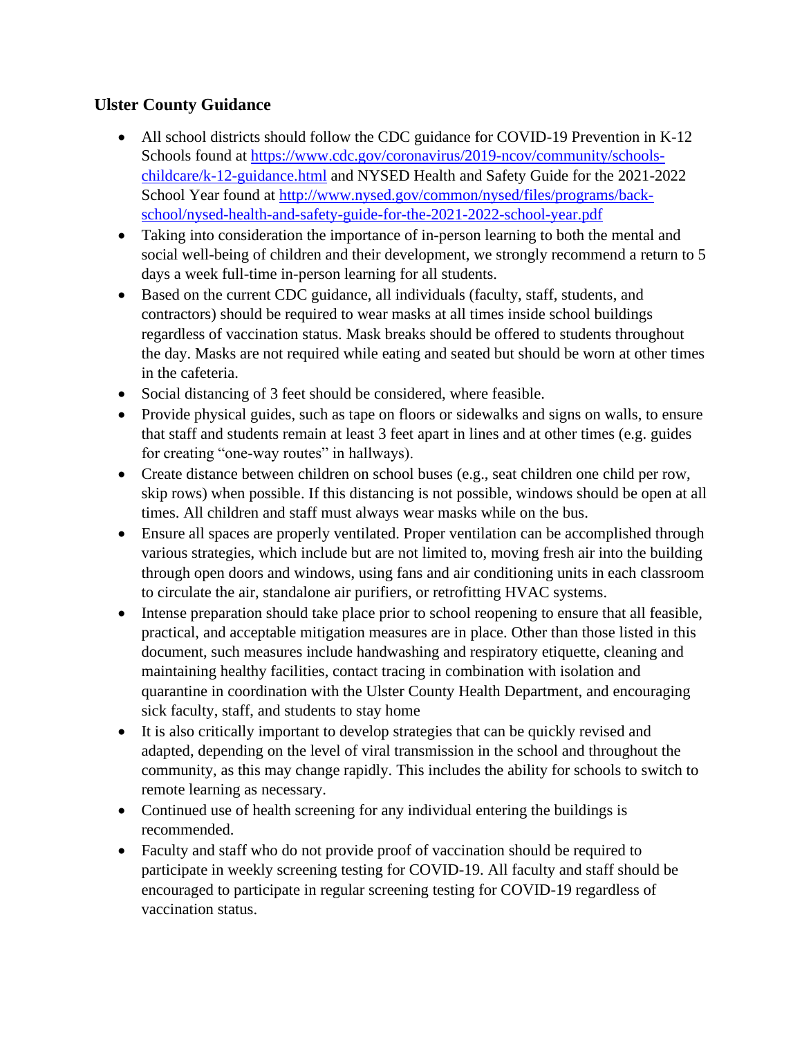## Ulster County Guidance

- All school districts should follow the CDC guidance for COVID-19 Prevention in K-12 Schools found at [https://www.cdc.gov/coronavirus/2019-ncov/community/schools-childcare/k-12-guidance.html](https://www.cdc.gov/coronavirus/2019-ncov/community/schools-childcare/k-12-guidance.html) and NYSED Health and Safety Guide for the 2021-2022 School Year found at [http://www.nysed.gov/common/nysed/files/programs/back-school/nysed-health-and-safety-guide-for-the-2021-2022-school-year.pdf](http://www.nysed.gov/common/nysed/files/programs/back-school/nysed-health-and-safety-guide-for-the-2021-2022-school-year.pdf)
- Taking into consideration the importance of in-person learning to both the mental and social well-being of children and their development, we strongly recommend a return to 5 days a week full-time in-person learning for all students.
- Based on the current CDC guidance, all individuals (faculty, staff, students, and contractors) should be required to wear masks at all times inside school buildings regardless of vaccination status. Mask breaks should be offered to students throughout the day. Masks are not required while eating and seated but should be worn at other times in the cafeteria.
- Social distancing of 3 feet should be considered, where feasible.
- Provide physical guides, such as tape on floors or sidewalks and signs on walls, to ensure that staff and students remain at least 3 feet apart in lines and at other times (e.g. guides for creating "one-way routes" in hallways).
- Create distance between children on school buses (e.g., seat children one child per row, skip rows) when possible. If this distancing is not possible, windows should be open at all times. All children and staff must always wear masks while on the bus.
- Ensure all spaces are properly ventilated. Proper ventilation can be accomplished through various strategies, which include but are not limited to, moving fresh air into the building through open doors and windows, using fans and air conditioning units in each classroom to circulate the air, standalone air purifiers, or retrofitting HVAC systems.
- Intense preparation should take place prior to school reopening to ensure that all feasible, practical, and acceptable mitigation measures are in place. Other than those listed in this document, such measures include handwashing and respiratory etiquette, cleaning and maintaining healthy facilities, contact tracing in combination with isolation and quarantine in coordination with the Ulster County Health Department, and encouraging sick faculty, staff, and students to stay home
- It is also critically important to develop strategies that can be quickly revised and adapted, depending on the level of viral transmission in the school and throughout the community, as this may change rapidly. This includes the ability for schools to switch to remote learning as necessary.
- Continued use of health screening for any individual entering the buildings is recommended.
- Faculty and staff who do not provide proof of vaccination should be required to participate in weekly screening testing for COVID-19. All faculty and staff should be encouraged to participate in regular screening testing for COVID-19 regardless of vaccination status.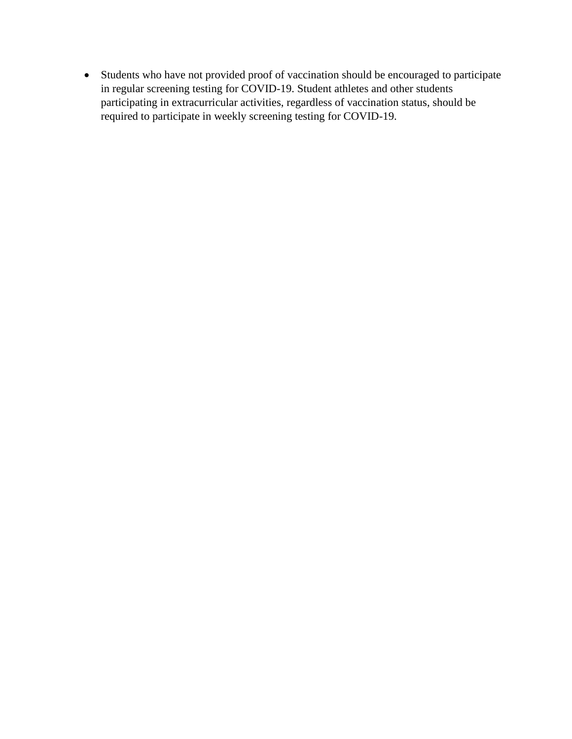- Students who have not provided proof of vaccination should be encouraged to participate in regular screening testing for COVID-19. Student athletes and other students participating in extracurricular activities, regardless of vaccination status, should be required to participate in weekly screening testing for COVID-19.